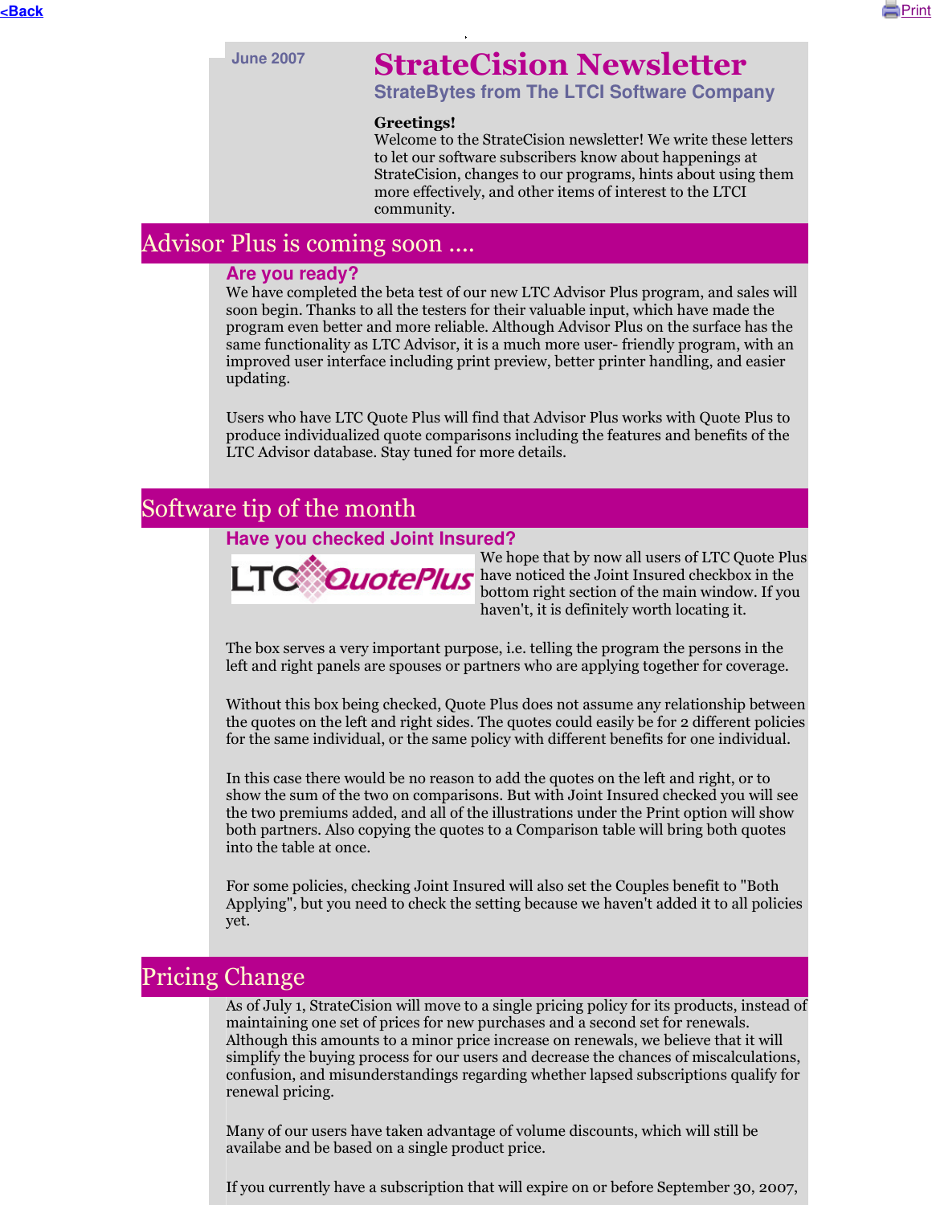<Back Print

June 2007

# StrateCision Newsletter

### StrateBytes from The LTCI Software Company

**Greetings!**
Welcome to the StrateCision newsletter! We write these letters to let our software subscribers know about happenings at StrateCision, changes to our programs, hints about using them more effectively, and other items of interest to the LTCI community.

## Advisor Plus is coming soon ....

### Are you ready?

We have completed the beta test of our new LTC Advisor Plus program, and sales will soon begin. Thanks to all the testers for their valuable input, which have made the program even better and more reliable. Although Advisor Plus on the surface has the same functionality as LTC Advisor, it is a much more user- friendly program, with an improved user interface including print preview, better printer handling, and easier updating.

Users who have LTC Quote Plus will find that Advisor Plus works with Quote Plus to produce individualized quote comparisons including the features and benefits of the LTC Advisor database. Stay tuned for more details.

## Software tip of the month

### Have you checked Joint Insured?

We hope that by now all users of LTC Quote Plus have noticed the Joint Insured checkbox in the bottom right section of the main window. If you haven't, it is definitely worth locating it.

The box serves a very important purpose, i.e. telling the program the persons in the left and right panels are spouses or partners who are applying together for coverage.

Without this box being checked, Quote Plus does not assume any relationship between the quotes on the left and right sides. The quotes could easily be for 2 different policies for the same individual, or the same policy with different benefits for one individual.

In this case there would be no reason to add the quotes on the left and right, or to show the sum of the two on comparisons. But with Joint Insured checked you will see the two premiums added, and all of the illustrations under the Print option will show both partners. Also copying the quotes to a Comparison table will bring both quotes into the table at once.

For some policies, checking Joint Insured will also set the Couples benefit to "Both Applying", but you need to check the setting because we haven't added it to all policies yet.

## Pricing Change

As of July 1, StrateCision will move to a single pricing policy for its products, instead of maintaining one set of prices for new purchases and a second set for renewals. Although this amounts to a minor price increase on renewals, we believe that it will simplify the buying process for our users and decrease the chances of miscalculations, confusion, and misunderstandings regarding whether lapsed subscriptions qualify for renewal pricing.

Many of our users have taken advantage of volume discounts, which will still be availabe and be based on a single product price.

If you currently have a subscription that will expire on or before September 30, 2007,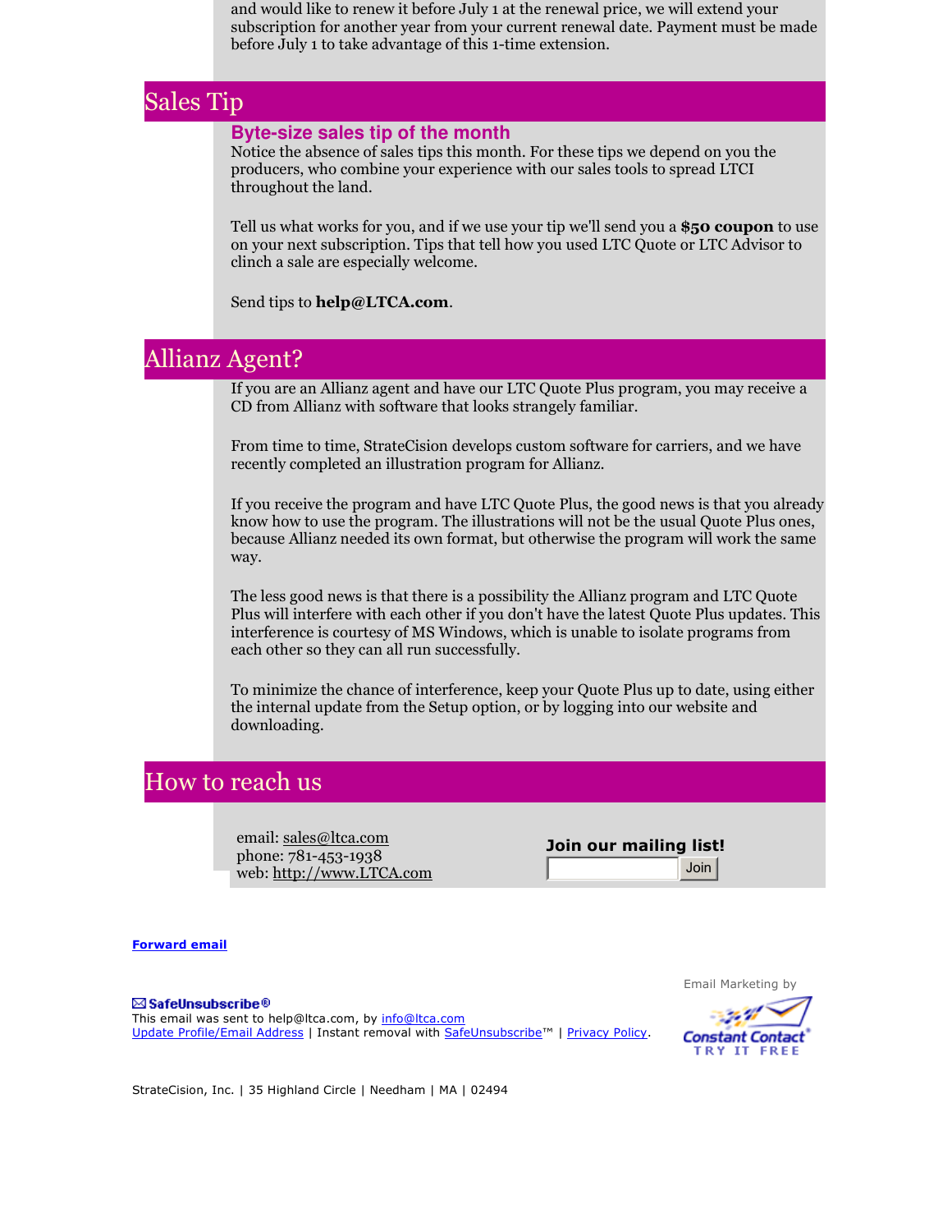and would like to renew it before July 1 at the renewal price, we will extend your subscription for another year from your current renewal date. Payment must be made before July 1 to take advantage of this 1-time extension.

## Sales Tip

### Byte-size sales tip of the month

Notice the absence of sales tips this month. For these tips we depend on you the producers, who combine your experience with our sales tools to spread LTCI throughout the land.

Tell us what works for you, and if we use your tip we'll send you a **$50 coupon** to use on your next subscription. Tips that tell how you used LTC Quote or LTC Advisor to clinch a sale are especially welcome.

Send tips to **help@LTCA.com**.

## Allianz Agent?

If you are an Allianz agent and have our LTC Quote Plus program, you may receive a CD from Allianz with software that looks strangely familiar.

From time to time, StrateCision develops custom software for carriers, and we have recently completed an illustration program for Allianz.

If you receive the program and have LTC Quote Plus, the good news is that you already know how to use the program. The illustrations will not be the usual Quote Plus ones, because Allianz needed its own format, but otherwise the program will work the same way.

The less good news is that there is a possibility the Allianz program and LTC Quote Plus will interfere with each other if you don't have the latest Quote Plus updates. This interference is courtesy of MS Windows, which is unable to isolate programs from each other so they can all run successfully.

To minimize the chance of interference, keep your Quote Plus up to date, using either the internal update from the Setup option, or by logging into our website and downloading.

## How to reach us

email: sales@ltca.com
phone: 781-453-1938
web: http://www.LTCA.com

**Join our mailing list!**

Join

**Forward email**

**SafeUnsubscribe®**
This email was sent to help@ltca.com, by info@ltca.com
Update Profile/Email Address | Instant removal with SafeUnsubscribe™ | Privacy Policy.

Email Marketing by Constant Contact TRY IT FREE

StrateCision, Inc. | 35 Highland Circle | Needham | MA | 02494